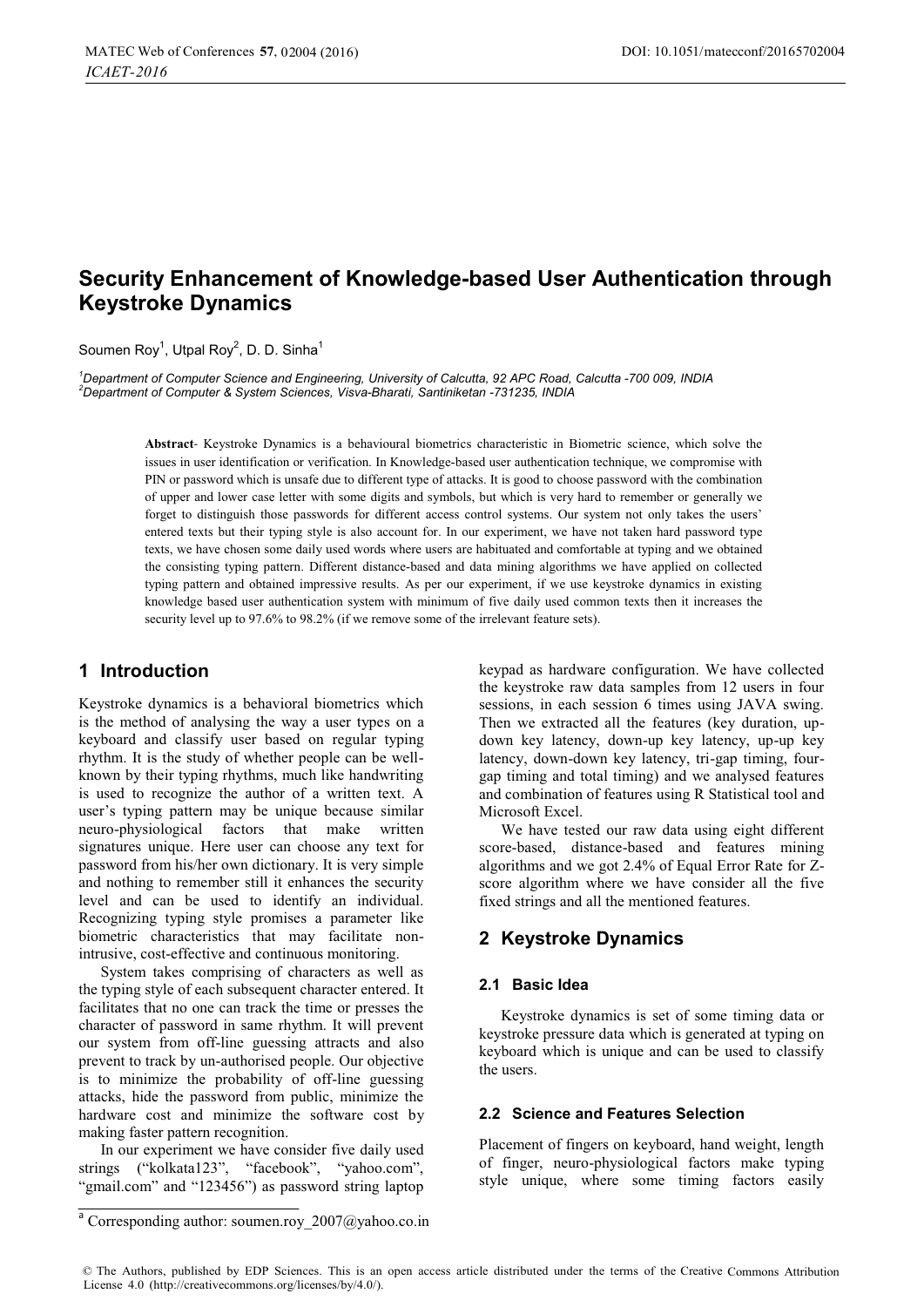# Security Enhancement of Knowledge-based User Authentication through Keystroke Dynamics

Soumen Roy[1], Utpal Roy[2], D. D. Sinha[1]

[1]*Department of Computer Science and Engineering, University of Calcutta, 92 APC Road, Calcutta -700 009, INDIA*
[2]*Department of Computer & System Sciences, Visva-Bharati, Santiniketan -731235, INDIA*

**Abstract**- Keystroke Dynamics is a behavioural biometrics characteristic in Biometric science, which solve the issues in user identification or verification. In Knowledge-based user authentication technique, we compromise with PIN or password which is unsafe due to different type of attacks. It is good to choose password with the combination of upper and lower case letter with some digits and symbols, but which is very hard to remember or generally we forget to distinguish those passwords for different access control systems. Our system not only takes the users' entered texts but their typing style is also account for. In our experiment, we have not taken hard password type texts, we have chosen some daily used words where users are habituated and comfortable at typing and we obtained the consisting typing pattern. Different distance-based and data mining algorithms we have applied on collected typing pattern and obtained impressive results. As per our experiment, if we use keystroke dynamics in existing knowledge based user authentication system with minimum of five daily used common texts then it increases the security level up to 97.6% to 98.2% (if we remove some of the irrelevant feature sets).

## 1 Introduction

Keystroke dynamics is a behavioral biometrics which is the method of analysing the way a user types on a keyboard and classify user based on regular typing rhythm. It is the study of whether people can be well-known by their typing rhythms, much like handwriting is used to recognize the author of a written text. A user's typing pattern may be unique because similar neuro-physiological factors that make written signatures unique. Here user can choose any text for password from his/her own dictionary. It is very simple and nothing to remember still it enhances the security level and can be used to identify an individual. Recognizing typing style promises a parameter like biometric characteristics that may facilitate non-intrusive, cost-effective and continuous monitoring.

System takes comprising of characters as well as the typing style of each subsequent character entered. It facilitates that no one can track the time or presses the character of password in same rhythm. It will prevent our system from off-line guessing attracts and also prevent to track by un-authorised people. Our objective is to minimize the probability of off-line guessing attacks, hide the password from public, minimize the hardware cost and minimize the software cost by making faster pattern recognition.

In our experiment we have consider five daily used strings ("kolkata123", "facebook", "yahoo.com", "gmail.com" and "123456") as password string laptop keypad as hardware configuration. We have collected the keystroke raw data samples from 12 users in four sessions, in each session 6 times using JAVA swing. Then we extracted all the features (key duration, up-down key latency, down-up key latency, up-up key latency, down-down key latency, tri-gap timing, four-gap timing and total timing) and we analysed features and combination of features using R Statistical tool and Microsoft Excel.

We have tested our raw data using eight different score-based, distance-based and features mining algorithms and we got 2.4% of Equal Error Rate for Z-score algorithm where we have consider all the five fixed strings and all the mentioned features.

## 2 Keystroke Dynamics

### 2.1 Basic Idea

Keystroke dynamics is set of some timing data or keystroke pressure data which is generated at typing on keyboard which is unique and can be used to classify the users.

### 2.2 Science and Features Selection

Placement of fingers on keyboard, hand weight, length of finger, neuro-physiological factors make typing style unique, where some timing factors easily

[a] Corresponding author: soumen.roy_2007@yahoo.co.in

© The Authors, published by EDP Sciences. This is an open access article distributed under the terms of the Creative Commons Attribution License 4.0 (http://creativecommons.org/licenses/by/4.0/).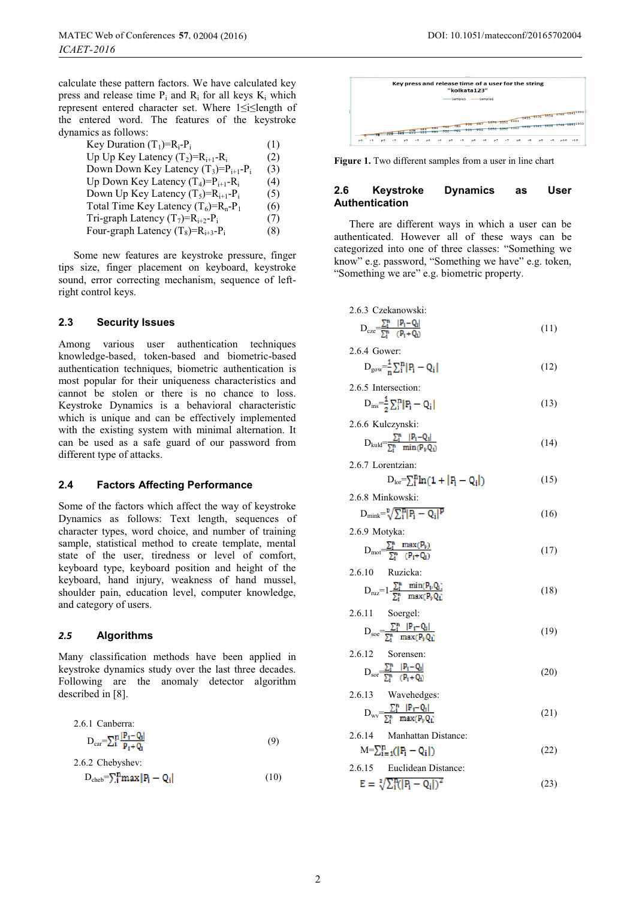calculate these pattern factors. We have calculated key press and release time $P_i$ and $R_i$ for all keys $K_i$ which represent entered character set. Where $1 \leq i \leq$ length of the entered word. The features of the keystroke dynamics as follows:

Key Duration $(T_1)=R_i-P_i$ (1)

Up Up Key Latency $(T_2)=R_{i+1}-R_i$ (2)

Down Down Key Latency $(T_3)=P_{i+1}-P_i$ (3)

Up Down Key Latency $(T_4)=P_{i+1}-R_i$ (4)

Down Up Key Latency $(T_5)=R_{i+1}-P_i$ (5)

Total Time Key Latency $(T_6)=R_n-P_1$ (6)

Tri-graph Latency $(T_7)=R_{i+2}-P_i$ (7)

Four-graph Latency $(T_8)=R_{i+3}-P_i$ (8)

Some new features are keystroke pressure, finger tips size, finger placement on keyboard, keystroke sound, error correcting mechanism, sequence of left-right control keys.

## 2.3 Security Issues

Among various user authentication techniques knowledge-based, token-based and biometric-based authentication techniques, biometric authentication is most popular for their uniqueness characteristics and cannot be stolen or there is no chance to loss. Keystroke Dynamics is a behavioral characteristic which is unique and can be effectively implemented with the existing system with minimal alternation. It can be used as a safe guard of our password from different type of attacks.

## 2.4 Factors Affecting Performance

Some of the factors which affect the way of keystroke Dynamics as follows: Text length, sequences of character types, word choice, and number of training sample, statistical method to create template, mental state of the user, tiredness or level of comfort, keyboard type, keyboard position and height of the keyboard, hand injury, weakness of hand mussel, shoulder pain, education level, computer knowledge, and category of users.

## *2.5* Algorithms

Many classification methods have been applied in keystroke dynamics study over the last three decades. Following are the anomaly detector algorithm described in [8].

2.6.1 Canberra:

$$D_{car}=\sum_i^n \frac{|P_i-Q_i|}{P_i+Q_i} \tag{9}$$

2.6.2 Chebyshev:

$$D_{cheb}=\sum_i^n \max|P_i-Q_i| \tag{10}$$

Key press and release time of a user for the string "kolkata123"

Figure 1. Two different samples from a user in line chart

## 2.6 Keystroke Dynamics as User Authentication

There are different ways in which a user can be authenticated. However all of these ways can be categorized into one of three classes: "Something we know" e.g. password, "Something we have" e.g. token, "Something we are" e.g. biometric property.

2.6.3 Czekanowski:

$$D_{cze}=\frac{\sum_i^n |P_i-Q_i|}{\sum_i^n (P_i+Q_i)} \tag{11}$$

2.6.4 Gower:

$$D_{gow}=\frac{1}{n}\sum_i^n |P_i-Q_i| \tag{12}$$

2.6.5 Intersection:

$$D_{ins}=\frac{1}{2}\sum_i^n |P_i-Q_i| \tag{13}$$

2.6.6 Kulczynski:

$$D_{kuld}=\frac{\sum_i^n |P_i-Q_i|}{\sum_i^n \min(P_i,Q_i)} \tag{14}$$

2.6.7 Lorentzian:

$$D_{lor}=\sum_i^n \ln(1+|P_i-Q_i|) \tag{15}$$

2.6.8 Minkowski:

$$D_{mink}=\sqrt[p]{\sum_i^n |P_i-Q_i|^p} \tag{16}$$

2.6.9 Motyka:

$$D_{mot}=\frac{\sum_i^n \max(P_i)}{\sum_i^n (P_i+Q_i)} \tag{17}$$

2.6.10 Ruzicka:

$$D_{ruz}=1-\frac{\sum_i^n \min(P_i,Q_i)}{\sum_i^n \max(P_i,Q_i)} \tag{18}$$

2.6.11 Soergel:

$$D_{soe}=\frac{\sum_i^n |P_i-Q_i|}{\sum_i^n \max(P_i,Q_i)} \tag{19}$$

2.6.12 Sorensen:

$$D_{sor}=\frac{\sum_i^n |P_i-Q_i|}{\sum_i^n (P_i+Q_i)} \tag{20}$$

2.6.13 Wavehedges:

$$D_{wv}=\frac{\sum_i^n |P_i-Q_i|}{\sum_i^n \max(P_i,Q_i)} \tag{21}$$

2.6.14 Manhattan Distance:

$$M=\sum_{i=1}^n (|P_i-Q_i|) \tag{22}$$

2.6.15 Euclidean Distance:

$$E=\sqrt[2]{\sum_i^n (|P_i-Q_i|)^2} \tag{23}$$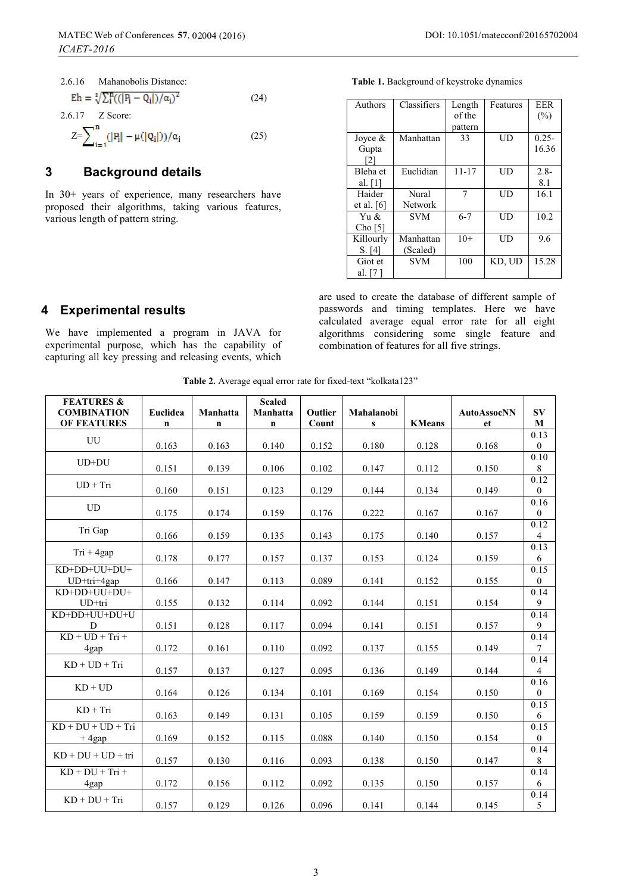2.6.16 Mahanobolis Distance:

$$Eh = \sqrt[2]{\sum_{i}^{n}((|P_i - Q_i|)/\alpha_i)^2} \quad (24)$$

2.6.17 Z Score:

$$Z = \sum_{i=1}^{n} (|P_i| - \mu(|Q_i|))/\alpha_i \quad (25)$$

## 3 Background details

In 30+ years of experience, many researchers have proposed their algorithms, taking various features, various length of pattern string.

**Table 1.** Background of keystroke dynamics

| Authors | Classifiers | Length of the pattern | Features | EER (%) |
|---|---|---|---|---|
| Joyce & Gupta [2] | Manhattan | 33 | UD | 0.25-16.36 |
| Bleha et al. [1] | Euclidian | 11-17 | UD | 2.8-8.1 |
| Haider et al. [6] | Nural Network | 7 | UD | 16.1 |
| Yu & Cho [5] | SVM | 6-7 | UD | 10.2 |
| Killourly S. [4] | Manhattan (Scaled) | 10+ | UD | 9.6 |
| Giot et al. [7 ] | SVM | 100 | KD, UD | 15.28 |

## 4 Experimental results

We have implemented a program in JAVA for experimental purpose, which has the capability of capturing all key pressing and releasing events, which are used to create the database of different sample of passwords and timing templates. Here we have calculated average equal error rate for all eight algorithms considering some single feature and combination of features for all five strings.

**Table 2.** Average equal error rate for fixed-text "kolkata123"

| FEATURES & COMBINATION OF FEATURES | Euclidean | Manhattan | Scaled Manhattan | Outlier Count | Mahalanobis | KMeans | AutoAssocNNet | SVM |
|---|---|---|---|---|---|---|---|---|
| UU | 0.163 | 0.163 | 0.140 | 0.152 | 0.180 | 0.128 | 0.168 | 0.130 |
| UD+DU | 0.151 | 0.139 | 0.106 | 0.102 | 0.147 | 0.112 | 0.150 | 0.108 |
| UD + Tri | 0.160 | 0.151 | 0.123 | 0.129 | 0.144 | 0.134 | 0.149 | 0.120 |
| UD | 0.175 | 0.174 | 0.159 | 0.176 | 0.222 | 0.167 | 0.167 | 0.160 |
| Tri Gap | 0.166 | 0.159 | 0.135 | 0.143 | 0.175 | 0.140 | 0.157 | 0.124 |
| Tri + 4gap | 0.178 | 0.177 | 0.157 | 0.137 | 0.153 | 0.124 | 0.159 | 0.136 |
| KD+DD+UU+DU+UD+tri+4gap | 0.166 | 0.147 | 0.113 | 0.089 | 0.141 | 0.152 | 0.155 | 0.150 |
| KD+DD+UU+DU+UD+tri | 0.155 | 0.132 | 0.114 | 0.092 | 0.144 | 0.151 | 0.154 | 0.149 |
| KD+DD+UU+DU+UD | 0.151 | 0.128 | 0.117 | 0.094 | 0.141 | 0.151 | 0.157 | 0.149 |
| KD + UD + Tri + 4gap | 0.172 | 0.161 | 0.110 | 0.092 | 0.137 | 0.155 | 0.149 | 0.147 |
| KD + UD + Tri | 0.157 | 0.137 | 0.127 | 0.095 | 0.136 | 0.149 | 0.144 | 0.144 |
| KD + UD | 0.164 | 0.126 | 0.134 | 0.101 | 0.169 | 0.154 | 0.150 | 0.160 |
| KD + Tri | 0.163 | 0.149 | 0.131 | 0.105 | 0.159 | 0.159 | 0.150 | 0.156 |
| KD + DU + UD + Tri + 4gap | 0.169 | 0.152 | 0.115 | 0.088 | 0.140 | 0.150 | 0.154 | 0.150 |
| KD + DU + UD + tri | 0.157 | 0.130 | 0.116 | 0.093 | 0.138 | 0.150 | 0.147 | 0.148 |
| KD + DU + Tri + 4gap | 0.172 | 0.156 | 0.112 | 0.092 | 0.135 | 0.150 | 0.157 | 0.146 |
| KD + DU + Tri | 0.157 | 0.129 | 0.126 | 0.096 | 0.141 | 0.144 | 0.145 | 0.145 |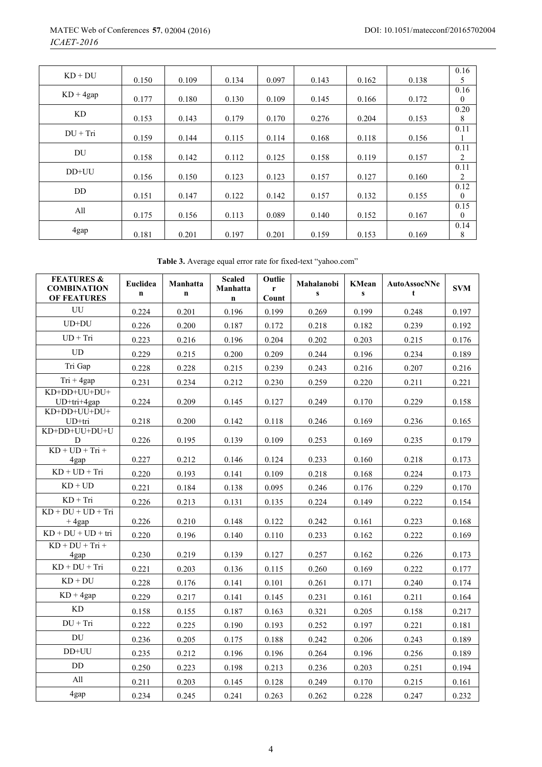| | | | | | | | | |
|---|---|---|---|---|---|---|---|---|
| KD + DU | 0.150 | 0.109 | 0.134 | 0.097 | 0.143 | 0.162 | 0.138 | 0.165 |
| KD + 4gap | 0.177 | 0.180 | 0.130 | 0.109 | 0.145 | 0.166 | 0.172 | 0.160 |
| KD | 0.153 | 0.143 | 0.179 | 0.170 | 0.276 | 0.204 | 0.153 | 0.208 |
| DU + Tri | 0.159 | 0.144 | 0.115 | 0.114 | 0.168 | 0.118 | 0.156 | 0.111 |
| DU | 0.158 | 0.142 | 0.112 | 0.125 | 0.158 | 0.119 | 0.157 | 0.112 |
| DD+UU | 0.156 | 0.150 | 0.123 | 0.123 | 0.157 | 0.127 | 0.160 | 0.112 |
| DD | 0.151 | 0.147 | 0.122 | 0.142 | 0.157 | 0.132 | 0.155 | 0.120 |
| All | 0.175 | 0.156 | 0.113 | 0.089 | 0.140 | 0.152 | 0.167 | 0.150 |
| 4gap | 0.181 | 0.201 | 0.197 | 0.201 | 0.159 | 0.153 | 0.169 | 0.148 |

**Table 3.** Average equal error rate for fixed-text "yahoo.com"

| FEATURES & COMBINATION OF FEATURES | Euclidean | Manhattan | Scaled Manhattan | Outlier Count | Mahalanobis | KMeans | AutoAssocNNet | SVM |
|---|---|---|---|---|---|---|---|---|
| UU | 0.224 | 0.201 | 0.196 | 0.199 | 0.269 | 0.199 | 0.248 | 0.197 |
| UD+DU | 0.226 | 0.200 | 0.187 | 0.172 | 0.218 | 0.182 | 0.239 | 0.192 |
| UD + Tri | 0.223 | 0.216 | 0.196 | 0.204 | 0.202 | 0.203 | 0.215 | 0.176 |
| UD | 0.229 | 0.215 | 0.200 | 0.209 | 0.244 | 0.196 | 0.234 | 0.189 |
| Tri Gap | 0.228 | 0.228 | 0.215 | 0.239 | 0.243 | 0.216 | 0.207 | 0.216 |
| Tri + 4gap | 0.231 | 0.234 | 0.212 | 0.230 | 0.259 | 0.220 | 0.211 | 0.221 |
| KD+DD+UU+DU+UD+tri+4gap | 0.224 | 0.209 | 0.145 | 0.127 | 0.249 | 0.170 | 0.229 | 0.158 |
| KD+DD+UU+DU+UD+tri | 0.218 | 0.200 | 0.142 | 0.118 | 0.246 | 0.169 | 0.236 | 0.165 |
| KD+DD+UU+DU+UD | 0.226 | 0.195 | 0.139 | 0.109 | 0.253 | 0.169 | 0.235 | 0.179 |
| KD + UD + Tri + 4gap | 0.227 | 0.212 | 0.146 | 0.124 | 0.233 | 0.160 | 0.218 | 0.173 |
| KD + UD + Tri | 0.220 | 0.193 | 0.141 | 0.109 | 0.218 | 0.168 | 0.224 | 0.173 |
| KD + UD | 0.221 | 0.184 | 0.138 | 0.095 | 0.246 | 0.176 | 0.229 | 0.170 |
| KD + Tri | 0.226 | 0.213 | 0.131 | 0.135 | 0.224 | 0.149 | 0.222 | 0.154 |
| KD + DU + UD + Tri + 4gap | 0.226 | 0.210 | 0.148 | 0.122 | 0.242 | 0.161 | 0.223 | 0.168 |
| KD + DU + UD + tri | 0.220 | 0.196 | 0.140 | 0.110 | 0.233 | 0.162 | 0.222 | 0.169 |
| KD + DU + Tri + 4gap | 0.230 | 0.219 | 0.139 | 0.127 | 0.257 | 0.162 | 0.226 | 0.173 |
| KD + DU + Tri | 0.221 | 0.203 | 0.136 | 0.115 | 0.260 | 0.169 | 0.222 | 0.177 |
| KD + DU | 0.228 | 0.176 | 0.141 | 0.101 | 0.261 | 0.171 | 0.240 | 0.174 |
| KD + 4gap | 0.229 | 0.217 | 0.141 | 0.145 | 0.231 | 0.161 | 0.211 | 0.164 |
| KD | 0.158 | 0.155 | 0.187 | 0.163 | 0.321 | 0.205 | 0.158 | 0.217 |
| DU + Tri | 0.222 | 0.225 | 0.190 | 0.193 | 0.252 | 0.197 | 0.221 | 0.181 |
| DU | 0.236 | 0.205 | 0.175 | 0.188 | 0.242 | 0.206 | 0.243 | 0.189 |
| DD+UU | 0.235 | 0.212 | 0.196 | 0.196 | 0.264 | 0.196 | 0.256 | 0.189 |
| DD | 0.250 | 0.223 | 0.198 | 0.213 | 0.236 | 0.203 | 0.251 | 0.194 |
| All | 0.211 | 0.203 | 0.145 | 0.128 | 0.249 | 0.170 | 0.215 | 0.161 |
| 4gap | 0.234 | 0.245 | 0.241 | 0.263 | 0.262 | 0.228 | 0.247 | 0.232 |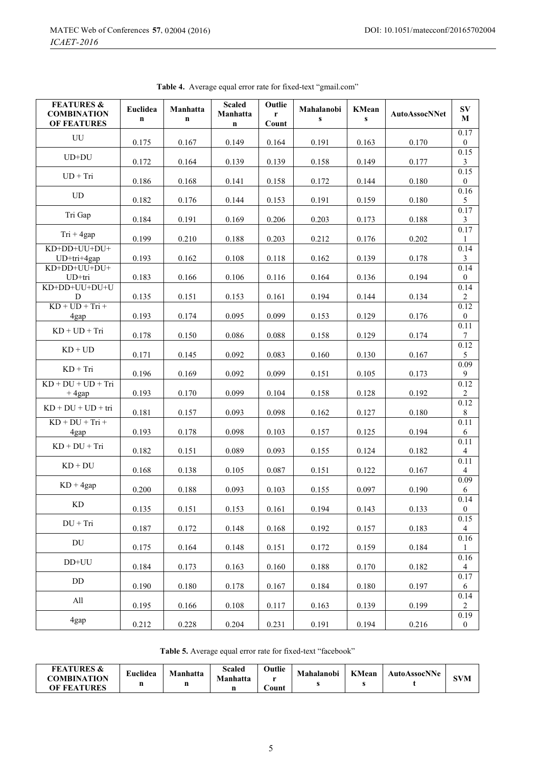**Table 4.** Average equal error rate for fixed-text "gmail.com"

| FEATURES & COMBINATION OF FEATURES | Euclidean | Manhattan | Scaled Manhattan | Outlier Count | Mahalanobis | KMeans | AutoAssocNNet | SVM |
|---|---|---|---|---|---|---|---|---|
| UU | 0.175 | 0.167 | 0.149 | 0.164 | 0.191 | 0.163 | 0.170 | 0.170 |
| UD+DU | 0.172 | 0.164 | 0.139 | 0.139 | 0.158 | 0.149 | 0.177 | 0.153 |
| UD + Tri | 0.186 | 0.168 | 0.141 | 0.158 | 0.172 | 0.144 | 0.180 | 0.150 |
| UD | 0.182 | 0.176 | 0.144 | 0.153 | 0.191 | 0.159 | 0.180 | 0.165 |
| Tri Gap | 0.184 | 0.191 | 0.169 | 0.206 | 0.203 | 0.173 | 0.188 | 0.173 |
| Tri + 4gap | 0.199 | 0.210 | 0.188 | 0.203 | 0.212 | 0.176 | 0.202 | 0.171 |
| KD+DD+UU+DU+UD+tri+4gap | 0.193 | 0.162 | 0.108 | 0.118 | 0.162 | 0.139 | 0.178 | 0.143 |
| KD+DD+UU+DU+UD+tri | 0.183 | 0.166 | 0.106 | 0.116 | 0.164 | 0.136 | 0.194 | 0.140 |
| KD+DD+UU+DU+UD | 0.135 | 0.151 | 0.153 | 0.161 | 0.194 | 0.144 | 0.134 | 0.142 |
| KD + UD + Tri + 4gap | 0.193 | 0.174 | 0.095 | 0.099 | 0.153 | 0.129 | 0.176 | 0.120 |
| KD + UD + Tri | 0.178 | 0.150 | 0.086 | 0.088 | 0.158 | 0.129 | 0.174 | 0.117 |
| KD + UD | 0.171 | 0.145 | 0.092 | 0.083 | 0.160 | 0.130 | 0.167 | 0.125 |
| KD + Tri | 0.196 | 0.169 | 0.092 | 0.099 | 0.151 | 0.105 | 0.173 | 0.099 |
| KD + DU + UD + Tri + 4gap | 0.193 | 0.170 | 0.099 | 0.104 | 0.158 | 0.128 | 0.192 | 0.122 |
| KD + DU + UD + tri | 0.181 | 0.157 | 0.093 | 0.098 | 0.162 | 0.127 | 0.180 | 0.128 |
| KD + DU + Tri + 4gap | 0.193 | 0.178 | 0.098 | 0.103 | 0.157 | 0.125 | 0.194 | 0.116 |
| KD + DU + Tri | 0.182 | 0.151 | 0.089 | 0.093 | 0.155 | 0.124 | 0.182 | 0.114 |
| KD + DU | 0.168 | 0.138 | 0.105 | 0.087 | 0.151 | 0.122 | 0.167 | 0.114 |
| KD + 4gap | 0.200 | 0.188 | 0.093 | 0.103 | 0.155 | 0.097 | 0.190 | 0.096 |
| KD | 0.135 | 0.151 | 0.153 | 0.161 | 0.194 | 0.143 | 0.133 | 0.140 |
| DU + Tri | 0.187 | 0.172 | 0.148 | 0.168 | 0.192 | 0.157 | 0.183 | 0.154 |
| DU | 0.175 | 0.164 | 0.148 | 0.151 | 0.172 | 0.159 | 0.184 | 0.161 |
| DD+UU | 0.184 | 0.173 | 0.163 | 0.160 | 0.188 | 0.170 | 0.182 | 0.164 |
| DD | 0.190 | 0.180 | 0.178 | 0.167 | 0.184 | 0.180 | 0.197 | 0.176 |
| All | 0.195 | 0.166 | 0.108 | 0.117 | 0.163 | 0.139 | 0.199 | 0.142 |
| 4gap | 0.212 | 0.228 | 0.204 | 0.231 | 0.191 | 0.194 | 0.216 | 0.190 |

**Table 5.** Average equal error rate for fixed-text "facebook"

| FEATURES & COMBINATION OF FEATURES | Euclidean | Manhattan | Scaled Manhattan | Outlier Count | Mahalanobis | KMeans | AutoAssocNNet | SVM |
|---|---|---|---|---|---|---|---|---|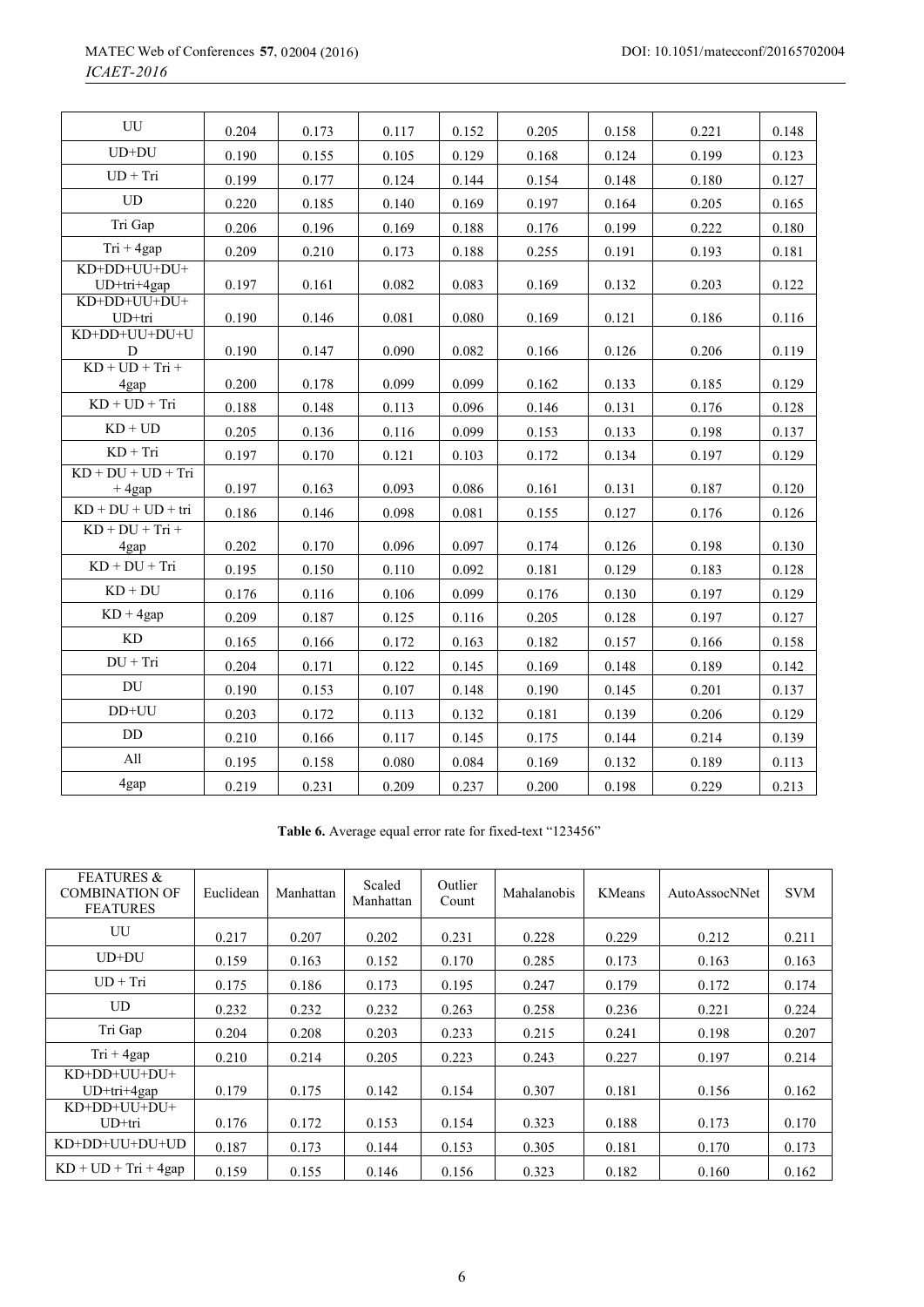| UU | 0.204 | 0.173 | 0.117 | 0.152 | 0.205 | 0.158 | 0.221 | 0.148 |
|---|---|---|---|---|---|---|---|---|
| UD+DU | 0.190 | 0.155 | 0.105 | 0.129 | 0.168 | 0.124 | 0.199 | 0.123 |
| UD + Tri | 0.199 | 0.177 | 0.124 | 0.144 | 0.154 | 0.148 | 0.180 | 0.127 |
| UD | 0.220 | 0.185 | 0.140 | 0.169 | 0.197 | 0.164 | 0.205 | 0.165 |
| Tri Gap | 0.206 | 0.196 | 0.169 | 0.188 | 0.176 | 0.199 | 0.222 | 0.180 |
| Tri + 4gap | 0.209 | 0.210 | 0.173 | 0.188 | 0.255 | 0.191 | 0.193 | 0.181 |
| KD+DD+UU+DU+ UD+tri+4gap | 0.197 | 0.161 | 0.082 | 0.083 | 0.169 | 0.132 | 0.203 | 0.122 |
| KD+DD+UU+DU+ UD+tri | 0.190 | 0.146 | 0.081 | 0.080 | 0.169 | 0.121 | 0.186 | 0.116 |
| KD+DD+UU+DU+U D | 0.190 | 0.147 | 0.090 | 0.082 | 0.166 | 0.126 | 0.206 | 0.119 |
| KD + UD + Tri + 4gap | 0.200 | 0.178 | 0.099 | 0.099 | 0.162 | 0.133 | 0.185 | 0.129 |
| KD + UD + Tri | 0.188 | 0.148 | 0.113 | 0.096 | 0.146 | 0.131 | 0.176 | 0.128 |
| KD + UD | 0.205 | 0.136 | 0.116 | 0.099 | 0.153 | 0.133 | 0.198 | 0.137 |
| KD + Tri | 0.197 | 0.170 | 0.121 | 0.103 | 0.172 | 0.134 | 0.197 | 0.129 |
| KD + DU + UD + Tri + 4gap | 0.197 | 0.163 | 0.093 | 0.086 | 0.161 | 0.131 | 0.187 | 0.120 |
| KD + DU + UD + tri | 0.186 | 0.146 | 0.098 | 0.081 | 0.155 | 0.127 | 0.176 | 0.126 |
| KD + DU + Tri + 4gap | 0.202 | 0.170 | 0.096 | 0.097 | 0.174 | 0.126 | 0.198 | 0.130 |
| KD + DU + Tri | 0.195 | 0.150 | 0.110 | 0.092 | 0.181 | 0.129 | 0.183 | 0.128 |
| KD + DU | 0.176 | 0.116 | 0.106 | 0.099 | 0.176 | 0.130 | 0.197 | 0.129 |
| KD + 4gap | 0.209 | 0.187 | 0.125 | 0.116 | 0.205 | 0.128 | 0.197 | 0.127 |
| KD | 0.165 | 0.166 | 0.172 | 0.163 | 0.182 | 0.157 | 0.166 | 0.158 |
| DU + Tri | 0.204 | 0.171 | 0.122 | 0.145 | 0.169 | 0.148 | 0.189 | 0.142 |
| DU | 0.190 | 0.153 | 0.107 | 0.148 | 0.190 | 0.145 | 0.201 | 0.137 |
| DD+UU | 0.203 | 0.172 | 0.113 | 0.132 | 0.181 | 0.139 | 0.206 | 0.129 |
| DD | 0.210 | 0.166 | 0.117 | 0.145 | 0.175 | 0.144 | 0.214 | 0.139 |
| All | 0.195 | 0.158 | 0.080 | 0.084 | 0.169 | 0.132 | 0.189 | 0.113 |
| 4gap | 0.219 | 0.231 | 0.209 | 0.237 | 0.200 | 0.198 | 0.229 | 0.213 |

**Table 6.** Average equal error rate for fixed-text "123456"

| FEATURES & COMBINATION OF FEATURES | Euclidean | Manhattan | Scaled Manhattan | Outlier Count | Mahalanobis | KMeans | AutoAssocNNet | SVM |
|---|---|---|---|---|---|---|---|---|
| UU | 0.217 | 0.207 | 0.202 | 0.231 | 0.228 | 0.229 | 0.212 | 0.211 |
| UD+DU | 0.159 | 0.163 | 0.152 | 0.170 | 0.285 | 0.173 | 0.163 | 0.163 |
| UD + Tri | 0.175 | 0.186 | 0.173 | 0.195 | 0.247 | 0.179 | 0.172 | 0.174 |
| UD | 0.232 | 0.232 | 0.232 | 0.263 | 0.258 | 0.236 | 0.221 | 0.224 |
| Tri Gap | 0.204 | 0.208 | 0.203 | 0.233 | 0.215 | 0.241 | 0.198 | 0.207 |
| Tri + 4gap | 0.210 | 0.214 | 0.205 | 0.223 | 0.243 | 0.227 | 0.197 | 0.214 |
| KD+DD+UU+DU+ UD+tri+4gap | 0.179 | 0.175 | 0.142 | 0.154 | 0.307 | 0.181 | 0.156 | 0.162 |
| KD+DD+UU+DU+ UD+tri | 0.176 | 0.172 | 0.153 | 0.154 | 0.323 | 0.188 | 0.173 | 0.170 |
| KD+DD+UU+DU+UD | 0.187 | 0.173 | 0.144 | 0.153 | 0.305 | 0.181 | 0.170 | 0.173 |
| KD + UD + Tri + 4gap | 0.159 | 0.155 | 0.146 | 0.156 | 0.323 | 0.182 | 0.160 | 0.162 |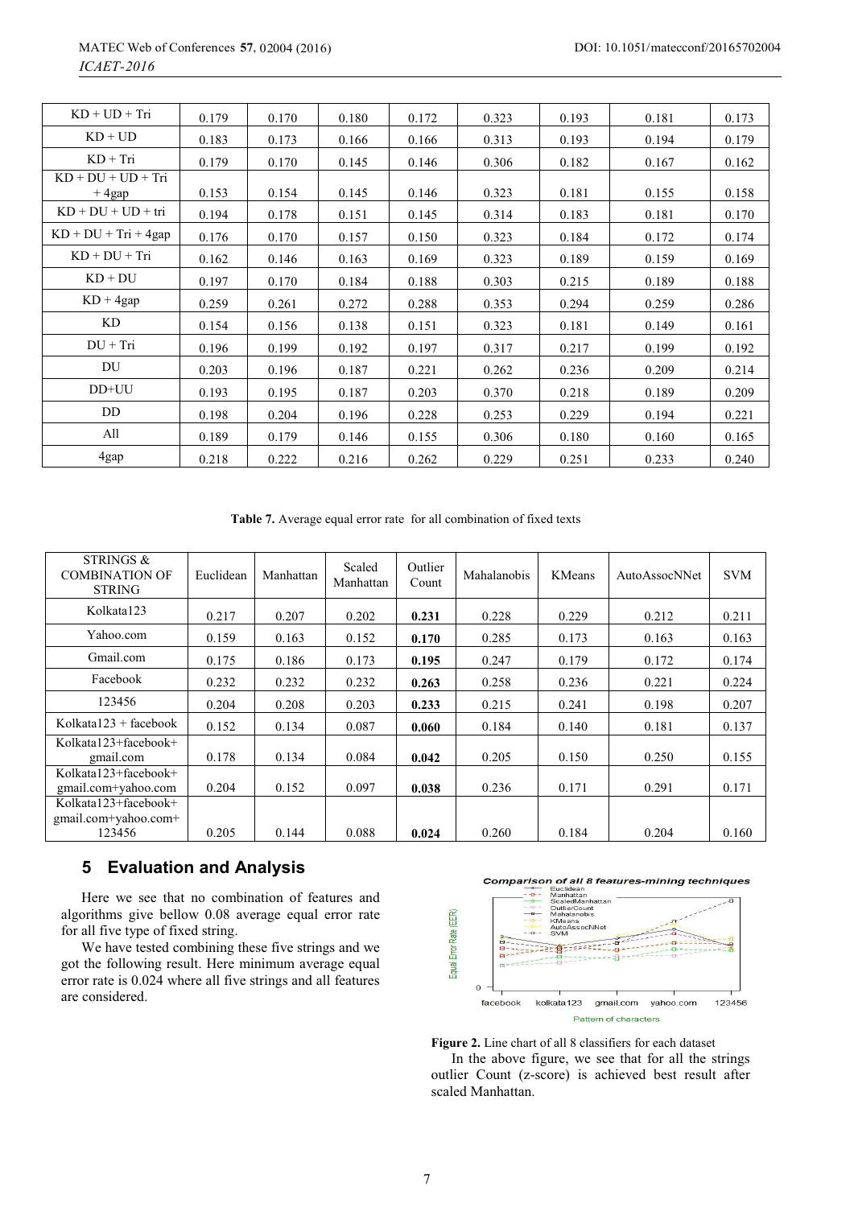| KD + UD + Tri | 0.179 | 0.170 | 0.180 | 0.172 | 0.323 | 0.193 | 0.181 | 0.173 |
|---|---|---|---|---|---|---|---|---|
| KD + UD | 0.183 | 0.173 | 0.166 | 0.166 | 0.313 | 0.193 | 0.194 | 0.179 |
| KD + Tri | 0.179 | 0.170 | 0.145 | 0.146 | 0.306 | 0.182 | 0.167 | 0.162 |
| KD + DU + UD + Tri + 4gap | 0.153 | 0.154 | 0.145 | 0.146 | 0.323 | 0.181 | 0.155 | 0.158 |
| KD + DU + UD + tri | 0.194 | 0.178 | 0.151 | 0.145 | 0.314 | 0.183 | 0.181 | 0.170 |
| KD + DU + Tri + 4gap | 0.176 | 0.170 | 0.157 | 0.150 | 0.323 | 0.184 | 0.172 | 0.174 |
| KD + DU + Tri | 0.162 | 0.146 | 0.163 | 0.169 | 0.323 | 0.189 | 0.159 | 0.169 |
| KD + DU | 0.197 | 0.170 | 0.184 | 0.188 | 0.303 | 0.215 | 0.189 | 0.188 |
| KD + 4gap | 0.259 | 0.261 | 0.272 | 0.288 | 0.353 | 0.294 | 0.259 | 0.286 |
| KD | 0.154 | 0.156 | 0.138 | 0.151 | 0.323 | 0.181 | 0.149 | 0.161 |
| DU + Tri | 0.196 | 0.199 | 0.192 | 0.197 | 0.317 | 0.217 | 0.199 | 0.192 |
| DU | 0.203 | 0.196 | 0.187 | 0.221 | 0.262 | 0.236 | 0.209 | 0.214 |
| DD+UU | 0.193 | 0.195 | 0.187 | 0.203 | 0.370 | 0.218 | 0.189 | 0.209 |
| DD | 0.198 | 0.204 | 0.196 | 0.228 | 0.253 | 0.229 | 0.194 | 0.221 |
| All | 0.189 | 0.179 | 0.146 | 0.155 | 0.306 | 0.180 | 0.160 | 0.165 |
| 4gap | 0.218 | 0.222 | 0.216 | 0.262 | 0.229 | 0.251 | 0.233 | 0.240 |

**Table 7.** Average equal error rate for all combination of fixed texts

| STRINGS & COMBINATION OF STRING | Euclidean | Manhattan | Scaled Manhattan | Outlier Count | Mahalanobis | KMeans | AutoAssocNNet | SVM |
|---|---|---|---|---|---|---|---|---|
| Kolkata123 | 0.217 | 0.207 | 0.202 | **0.231** | 0.228 | 0.229 | 0.212 | 0.211 |
| Yahoo.com | 0.159 | 0.163 | 0.152 | **0.170** | 0.285 | 0.173 | 0.163 | 0.163 |
| Gmail.com | 0.175 | 0.186 | 0.173 | **0.195** | 0.247 | 0.179 | 0.172 | 0.174 |
| Facebook | 0.232 | 0.232 | 0.232 | **0.263** | 0.258 | 0.236 | 0.221 | 0.224 |
| 123456 | 0.204 | 0.208 | 0.203 | **0.233** | 0.215 | 0.241 | 0.198 | 0.207 |
| Kolkata123 + facebook | 0.152 | 0.134 | 0.087 | **0.060** | 0.184 | 0.140 | 0.181 | 0.137 |
| Kolkata123+facebook+ gmail.com | 0.178 | 0.134 | 0.084 | **0.042** | 0.205 | 0.150 | 0.250 | 0.155 |
| Kolkata123+facebook+ gmail.com+yahoo.com | 0.204 | 0.152 | 0.097 | **0.038** | 0.236 | 0.171 | 0.291 | 0.171 |
| Kolkata123+facebook+ gmail.com+yahoo.com+ 123456 | 0.205 | 0.144 | 0.088 | **0.024** | 0.260 | 0.184 | 0.204 | 0.160 |

## 5 Evaluation and Analysis

Here we see that no combination of features and algorithms give bellow 0.08 average equal error rate for all five type of fixed string.

We have tested combining these five strings and we got the following result. Here minimum average equal error rate is 0.024 where all five strings and all features are considered.

**Figure 2.** Line chart of all 8 classifiers for each dataset

In the above figure, we see that for all the strings outlier Count (z-score) is achieved best result after scaled Manhattan.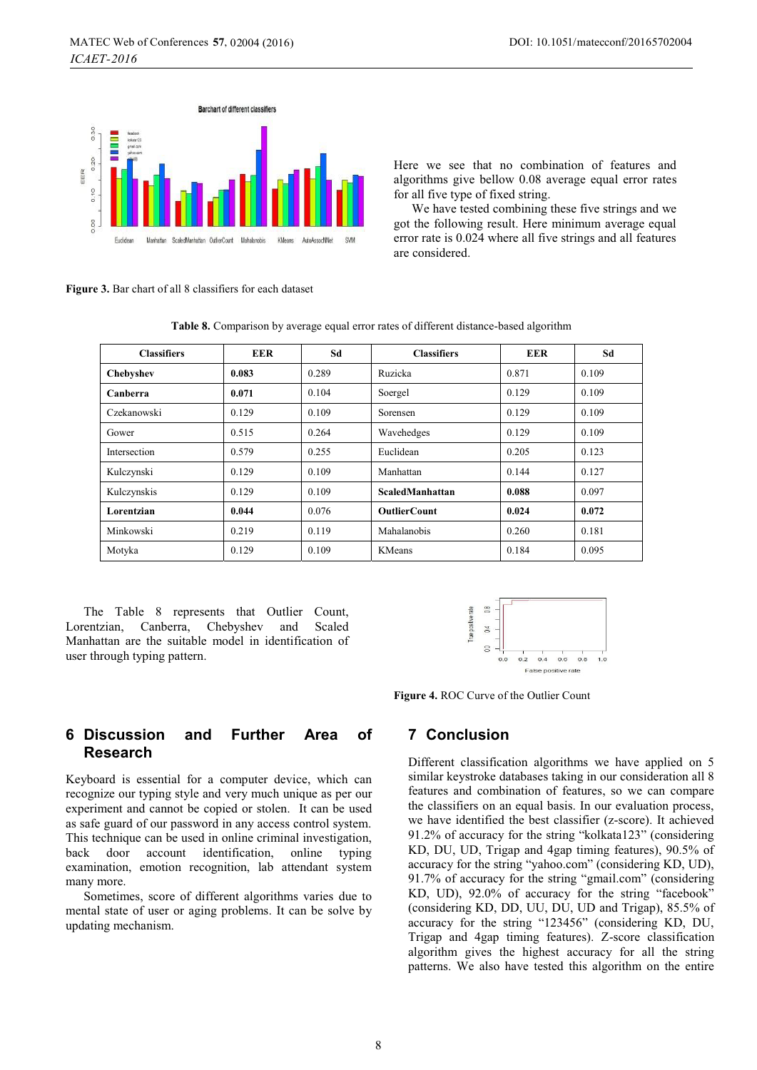Figure 3. Bar chart of all 8 classifiers for each dataset

Here we see that no combination of features and algorithms give bellow 0.08 average equal error rates for all five type of fixed string.

We have tested combining these five strings and we got the following result. Here minimum average equal error rate is 0.024 where all five strings and all features are considered.

**Table 8.** Comparison by average equal error rates of different distance-based algorithm

| Classifiers | EER | Sd | Classifiers | EER | Sd |
|---|---|---|---|---|---|
| **Chebyshev** | **0.083** | 0.289 | Ruzicka | 0.871 | 0.109 |
| **Canberra** | **0.071** | 0.104 | Soergel | 0.129 | 0.109 |
| Czekanowski | 0.129 | 0.109 | Sorensen | 0.129 | 0.109 |
| Gower | 0.515 | 0.264 | Wavehedges | 0.129 | 0.109 |
| Intersection | 0.579 | 0.255 | Euclidean | 0.205 | 0.123 |
| Kulczynski | 0.129 | 0.109 | Manhattan | 0.144 | 0.127 |
| Kulczynskis | 0.129 | 0.109 | **ScaledManhattan** | **0.088** | 0.097 |
| **Lorentzian** | **0.044** | 0.076 | **OutlierCount** | **0.024** | **0.072** |
| Minkowski | 0.219 | 0.119 | Mahalanobis | 0.260 | 0.181 |
| Motyka | 0.129 | 0.109 | KMeans | 0.184 | 0.095 |

The Table 8 represents that Outlier Count, Lorentzian, Canberra, Chebyshev and Scaled Manhattan are the suitable model in identification of user through typing pattern.

Figure 4. ROC Curve of the Outlier Count

## 6 Discussion and Further Area of Research

Keyboard is essential for a computer device, which can recognize our typing style and very much unique as per our experiment and cannot be copied or stolen. It can be used as safe guard of our password in any access control system. This technique can be used in online criminal investigation, back door account identification, online typing examination, emotion recognition, lab attendant system many more.

Sometimes, score of different algorithms varies due to mental state of user or aging problems. It can be solve by updating mechanism.

## 7 Conclusion

Different classification algorithms we have applied on 5 similar keystroke databases taking in our consideration all 8 features and combination of features, so we can compare the classifiers on an equal basis. In our evaluation process, we have identified the best classifier (z-score). It achieved 91.2% of accuracy for the string "kolkata123" (considering KD, DU, UD, Trigap and 4gap timing features), 90.5% of accuracy for the string "yahoo.com" (considering KD, UD), 91.7% of accuracy for the string "gmail.com" (considering KD, UD), 92.0% of accuracy for the string "facebook" (considering KD, DD, UU, DU, UD and Trigap), 85.5% of accuracy for the string "123456" (considering KD, DU, Trigap and 4gap timing features). Z-score classification algorithm gives the highest accuracy for all the string patterns. We also have tested this algorithm on the entire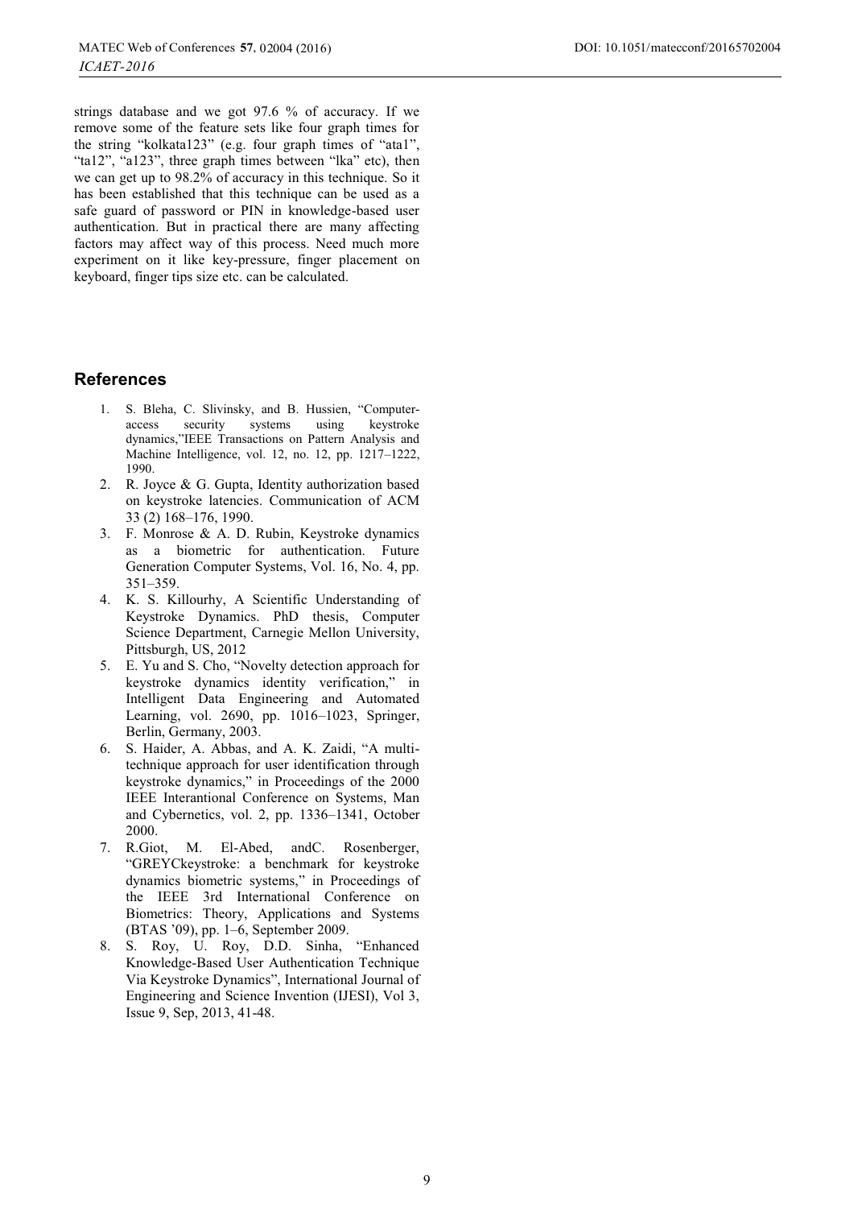strings database and we got 97.6 % of accuracy. If we remove some of the feature sets like four graph times for the string "kolkata123" (e.g. four graph times of "ata1", "ta12", "a123", three graph times between "lka" etc), then we can get up to 98.2% of accuracy in this technique. So it has been established that this technique can be used as a safe guard of password or PIN in knowledge-based user authentication. But in practical there are many affecting factors may affect way of this process. Need much more experiment on it like key-pressure, finger placement on keyboard, finger tips size etc. can be calculated.

## References

1. S. Bleha, C. Slivinsky, and B. Hussien, "Computer-access security systems using keystroke dynamics,"IEEE Transactions on Pattern Analysis and Machine Intelligence, vol. 12, no. 12, pp. 1217–1222, 1990.
2. R. Joyce & G. Gupta, Identity authorization based on keystroke latencies. Communication of ACM 33 (2) 168–176, 1990.
3. F. Monrose & A. D. Rubin, Keystroke dynamics as a biometric for authentication. Future Generation Computer Systems, Vol. 16, No. 4, pp. 351–359.
4. K. S. Killourhy, A Scientific Understanding of Keystroke Dynamics. PhD thesis, Computer Science Department, Carnegie Mellon University, Pittsburgh, US, 2012
5. E. Yu and S. Cho, "Novelty detection approach for keystroke dynamics identity verification," in Intelligent Data Engineering and Automated Learning, vol. 2690, pp. 1016–1023, Springer, Berlin, Germany, 2003.
6. S. Haider, A. Abbas, and A. K. Zaidi, "A multi-technique approach for user identification through keystroke dynamics," in Proceedings of the 2000 IEEE Interantional Conference on Systems, Man and Cybernetics, vol. 2, pp. 1336–1341, October 2000.
7. R.Giot, M. El-Abed, andC. Rosenberger, "GREYCkeystroke: a benchmark for keystroke dynamics biometric systems," in Proceedings of the IEEE 3rd International Conference on Biometrics: Theory, Applications and Systems (BTAS '09), pp. 1–6, September 2009.
8. S. Roy, U. Roy, D.D. Sinha, "Enhanced Knowledge-Based User Authentication Technique Via Keystroke Dynamics", International Journal of Engineering and Science Invention (IJESI), Vol 3, Issue 9, Sep, 2013, 41-48.